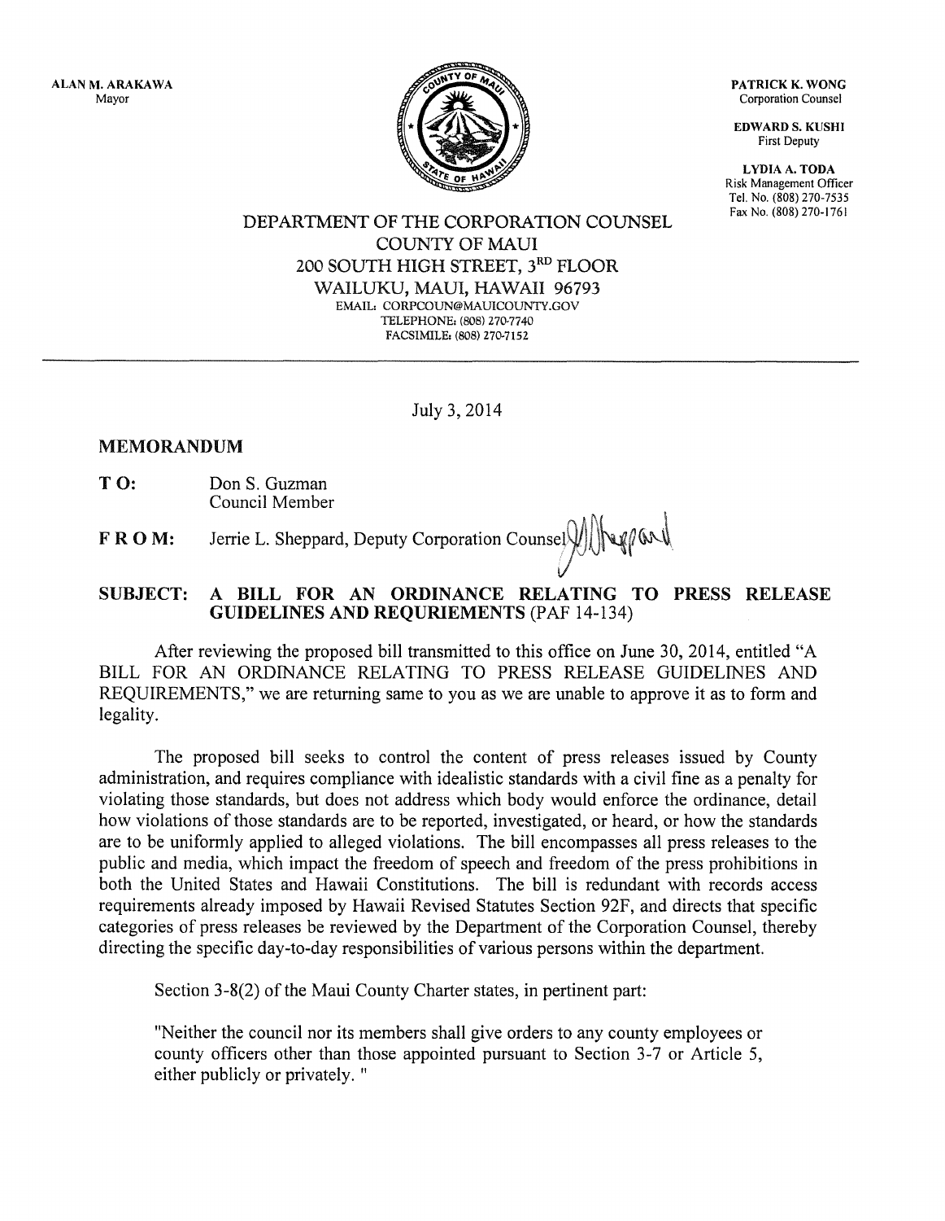ALAN M. ARAKAWA
Mayor

PATRICK K. WONG
Corporation Counsel

EDWARD S. KUSHI
First Deputy

LYDIA A. TODA
Risk Management Officer
Tel. No. (808) 270-7535
Fax No. (808) 270-1761

DEPARTMENT OF THE CORPORATION COUNSEL
COUNTY OF MAUI
200 SOUTH HIGH STREET, 3RD FLOOR
WAILUKU, MAUI, HAWAII 96793
EMAIL: CORPCOUN@MAUICOUNTY.GOV
TELEPHONE: (808) 270-7740
FACSIMILE: (808) 270-7152

---

July 3, 2014

**MEMORANDUM**

**TO:** Don S. Guzman
Council Member

**FROM:** Jerrie L. Sheppard, Deputy Corporation Counsel

**SUBJECT: A BILL FOR AN ORDINANCE RELATING TO PRESS RELEASE GUIDELINES AND REQURIEMENTS** (PAF 14-134)

After reviewing the proposed bill transmitted to this office on June 30, 2014, entitled "A BILL FOR AN ORDINANCE RELATING TO PRESS RELEASE GUIDELINES AND REQUIREMENTS," we are returning same to you as we are unable to approve it as to form and legality.

The proposed bill seeks to control the content of press releases issued by County administration, and requires compliance with idealistic standards with a civil fine as a penalty for violating those standards, but does not address which body would enforce the ordinance, detail how violations of those standards are to be reported, investigated, or heard, or how the standards are to be uniformly applied to alleged violations. The bill encompasses all press releases to the public and media, which impact the freedom of speech and freedom of the press prohibitions in both the United States and Hawaii Constitutions. The bill is redundant with records access requirements already imposed by Hawaii Revised Statutes Section 92F, and directs that specific categories of press releases be reviewed by the Department of the Corporation Counsel, thereby directing the specific day-to-day responsibilities of various persons within the department.

Section 3-8(2) of the Maui County Charter states, in pertinent part:

"Neither the council nor its members shall give orders to any county employees or county officers other than those appointed pursuant to Section 3-7 or Article 5, either publicly or privately. "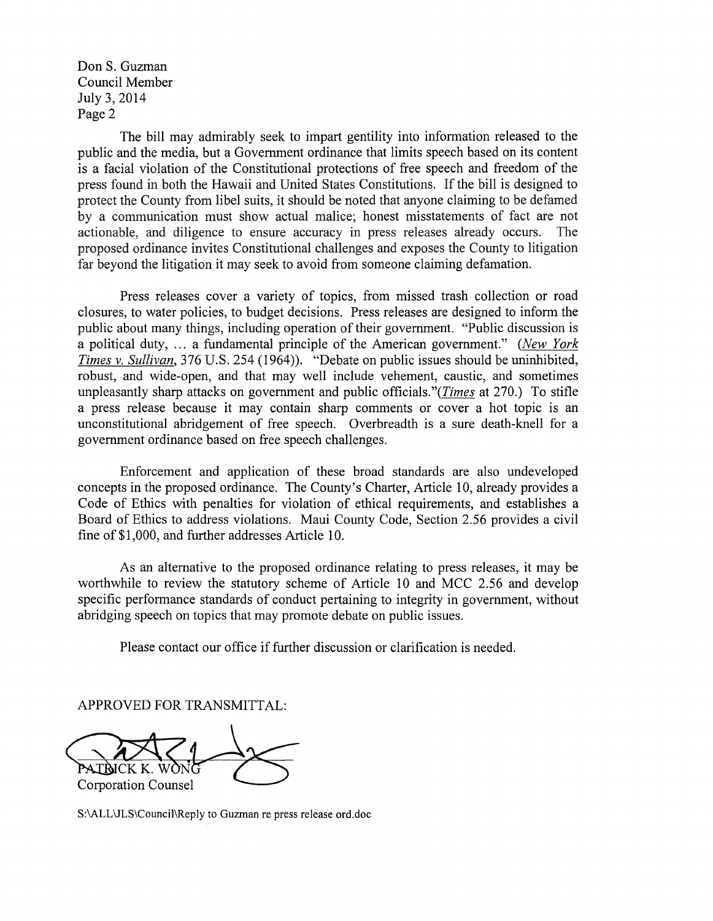Don S. Guzman
Council Member
July 3, 2014
Page 2

The bill may admirably seek to impart gentility into information released to the public and the media, but a Government ordinance that limits speech based on its content is a facial violation of the Constitutional protections of free speech and freedom of the press found in both the Hawaii and United States Constitutions. If the bill is designed to protect the County from libel suits, it should be noted that anyone claiming to be defamed by a communication must show actual malice; honest misstatements of fact are not actionable, and diligence to ensure accuracy in press releases already occurs. The proposed ordinance invites Constitutional challenges and exposes the County to litigation far beyond the litigation it may seek to avoid from someone claiming defamation.

Press releases cover a variety of topics, from missed trash collection or road closures, to water policies, to budget decisions. Press releases are designed to inform the public about many things, including operation of their government. "Public discussion is a political duty, ... a fundamental principle of the American government." (*New York Times v. Sullivan*, 376 U.S. 254 (1964)). "Debate on public issues should be uninhibited, robust, and wide-open, and that may well include vehement, caustic, and sometimes unpleasantly sharp attacks on government and public officials."(*Times* at 270.) To stifle a press release because it may contain sharp comments or cover a hot topic is an unconstitutional abridgement of free speech. Overbreadth is a sure death-knell for a government ordinance based on free speech challenges.

Enforcement and application of these broad standards are also undeveloped concepts in the proposed ordinance. The County's Charter, Article 10, already provides a Code of Ethics with penalties for violation of ethical requirements, and establishes a Board of Ethics to address violations. Maui County Code, Section 2.56 provides a civil fine of $1,000, and further addresses Article 10.

As an alternative to the proposed ordinance relating to press releases, it may be worthwhile to review the statutory scheme of Article 10 and MCC 2.56 and develop specific performance standards of conduct pertaining to integrity in government, without abridging speech on topics that may promote debate on public issues.

Please contact our office if further discussion or clarification is needed.

APPROVED FOR TRANSMITTAL:

PATRICK K. WONG
Corporation Counsel

S:\ALL\JLS\Council\Reply to Guzman re press release ord.doc